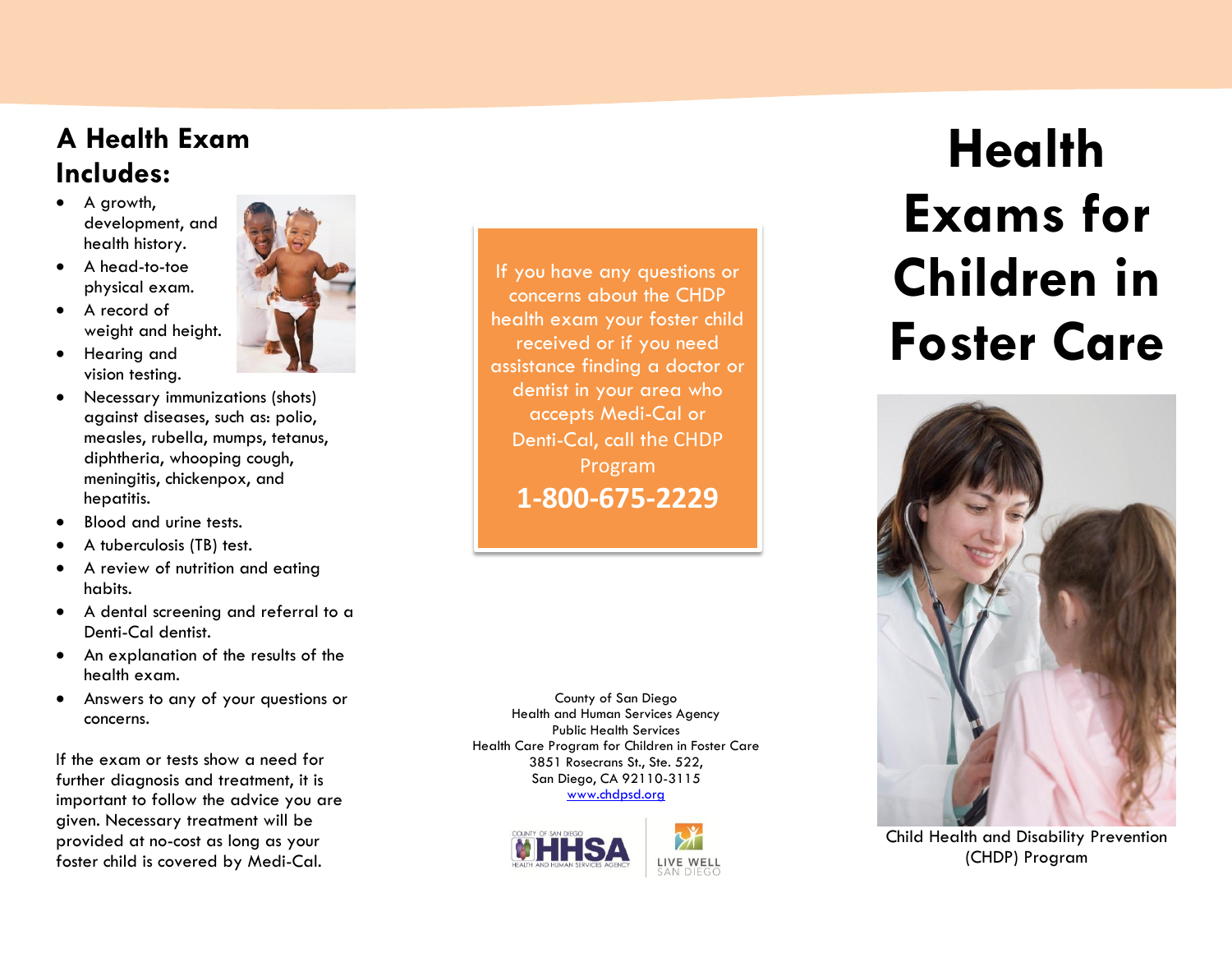## A Health Exam Includes:

- A growth, development, and health history.
- A head-to-toe physical exam.
- A record of weight and height.
- Hearing and vision testing.
- Necessary immunizations (shots) against diseases, such as: polio, measles, rubella, mumps, tetanus, diphtheria, whooping cough, meningitis, chickenpox, and hepatitis.
- Blood and urine tests.
- A tuberculosis (TB) test.
- A review of nutrition and eating habits.
- A dental screening and referral to a Denti-Cal dentist.
- An explanation of the results of the health exam.
- Answers to any of your questions or concerns.

If the exam or tests show a need for further diagnosis and treatment, it is important to follow the advice you are given. Necessary treatment will be provided at no-cost as long as your foster child is covered by Medi-Cal.

If you have any questions or concerns about the CHDP health exam your foster child received or if you need assistance finding a doctor or dentist in your area who accepts Medi-Cal or Denti-Cal, call the CHDP Program

**1-800-675-2229**

County of San Diego
Health and Human Services Agency
Public Health Services
Health Care Program for Children in Foster Care
3851 Rosecrans St., Ste. 522,
San Diego, CA 92110-3115
www.chdpsd.org

COUNTY OF SAN DIEGO HHSA HEALTH AND HUMAN SERVICES AGENCY

LIVE WELL SAN DIEGO

# Health Exams for Children in Foster Care

Child Health and Disability Prevention (CHDP) Program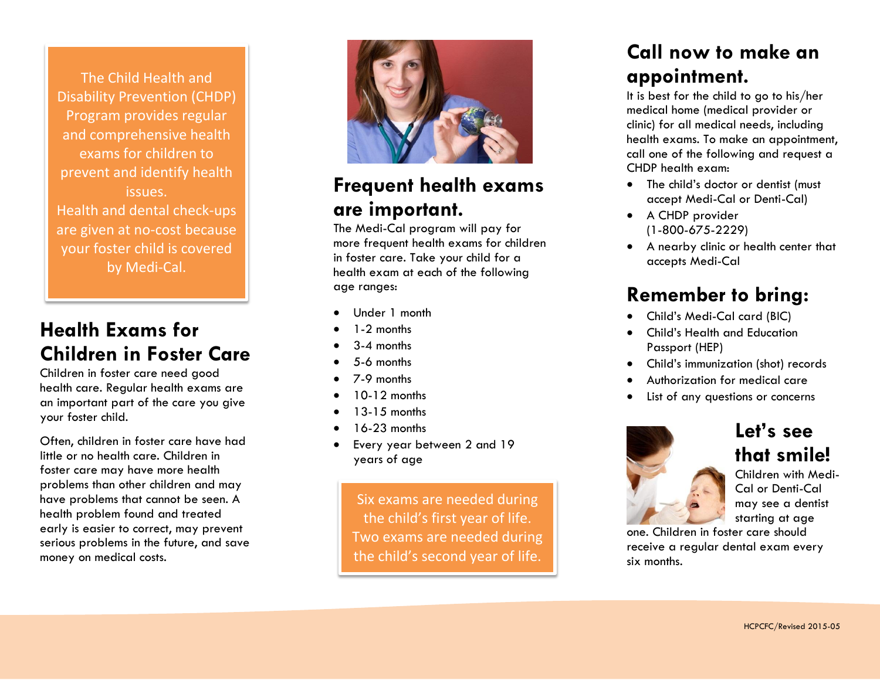The Child Health and Disability Prevention (CHDP) Program provides regular and comprehensive health exams for children to prevent and identify health issues.
Health and dental check-ups are given at no-cost because your foster child is covered by Medi-Cal.

## Health Exams for Children in Foster Care

Children in foster care need good health care. Regular health exams are an important part of the care you give your foster child.

Often, children in foster care have had little or no health care. Children in foster care may have more health problems than other children and may have problems that cannot be seen. A health problem found and treated early is easier to correct, may prevent serious problems in the future, and save money on medical costs.

## Frequent health exams are important.

The Medi-Cal program will pay for more frequent health exams for children in foster care. Take your child for a health exam at each of the following age ranges:

- Under 1 month
- 1-2 months
- 3-4 months
- 5-6 months
- 7-9 months
- 10-12 months
- 13-15 months
- 16-23 months
- Every year between 2 and 19 years of age

Six exams are needed during the child's first year of life. Two exams are needed during the child's second year of life.

## Call now to make an appointment.

It is best for the child to go to his/her medical home (medical provider or clinic) for all medical needs, including health exams. To make an appointment, call one of the following and request a CHDP health exam:

- The child's doctor or dentist (must accept Medi-Cal or Denti-Cal)
- A CHDP provider (1-800-675-2229)
- A nearby clinic or health center that accepts Medi-Cal

## Remember to bring:

- Child's Medi-Cal card (BIC)
- Child's Health and Education Passport (HEP)
- Child's immunization (shot) records
- Authorization for medical care
- List of any questions or concerns

## Let's see that smile!

Children with Medi-Cal or Denti-Cal may see a dentist starting at age one. Children in foster care should receive a regular dental exam every six months.

HCPCFC/Revised 2015-05